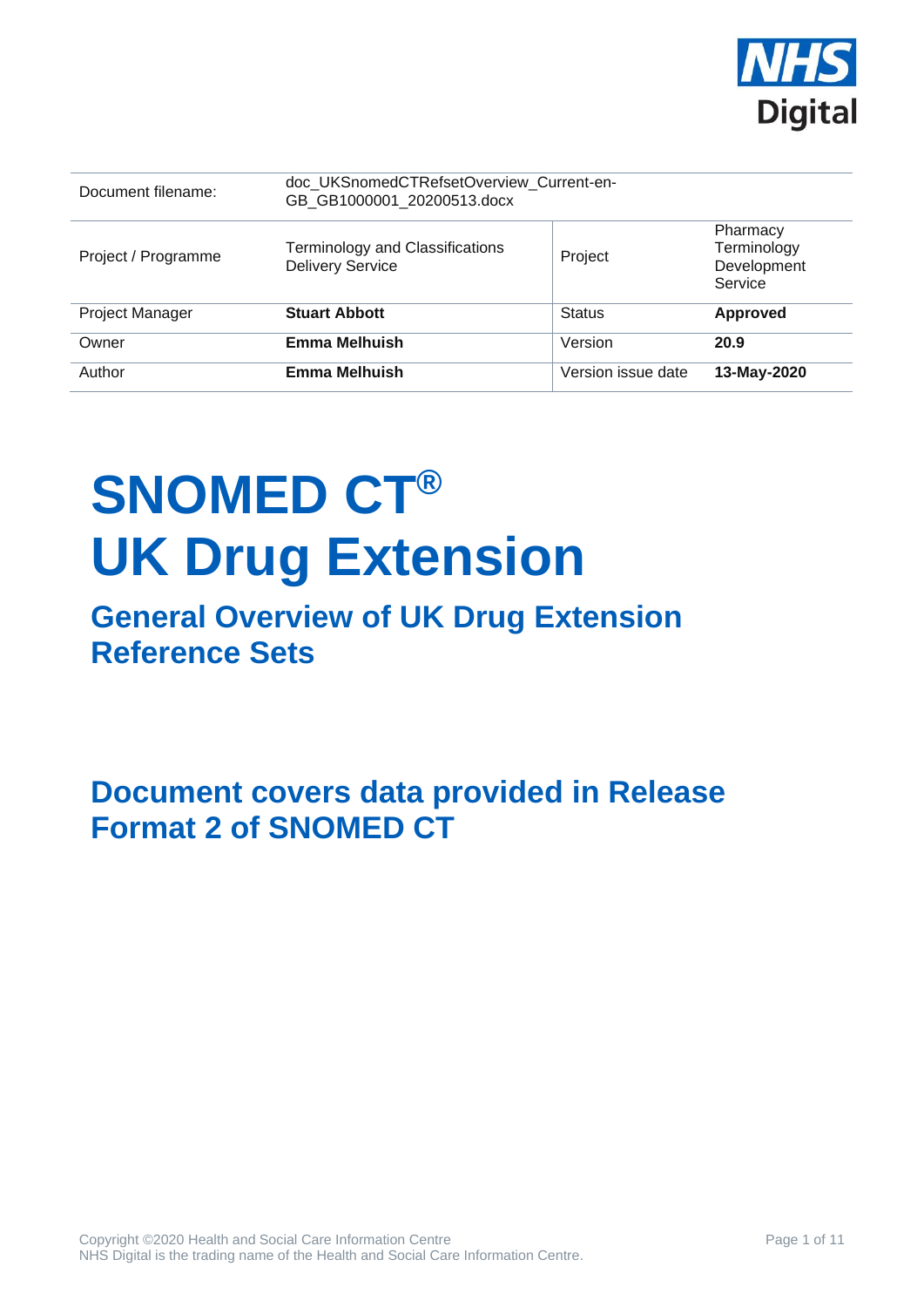| Document filename: | doc_UKSnomedCTRefsetOverview_Current-en-GB_GB1000001_20200513.docx | | |
|---|---|---|---|
| Project / Programme | Terminology and Classifications Delivery Service | Project | Pharmacy Terminology Development Service |
| Project Manager | **Stuart Abbott** | Status | **Approved** |
| Owner | **Emma Melhuish** | Version | **20.9** |
| Author | **Emma Melhuish** | Version issue date | **13-May-2020** |

# SNOMED CT® UK Drug Extension

## General Overview of UK Drug Extension Reference Sets

## Document covers data provided in Release Format 2 of SNOMED CT

Copyright ©2020 Health and Social Care Information Centre
NHS Digital is the trading name of the Health and Social Care Information Centre.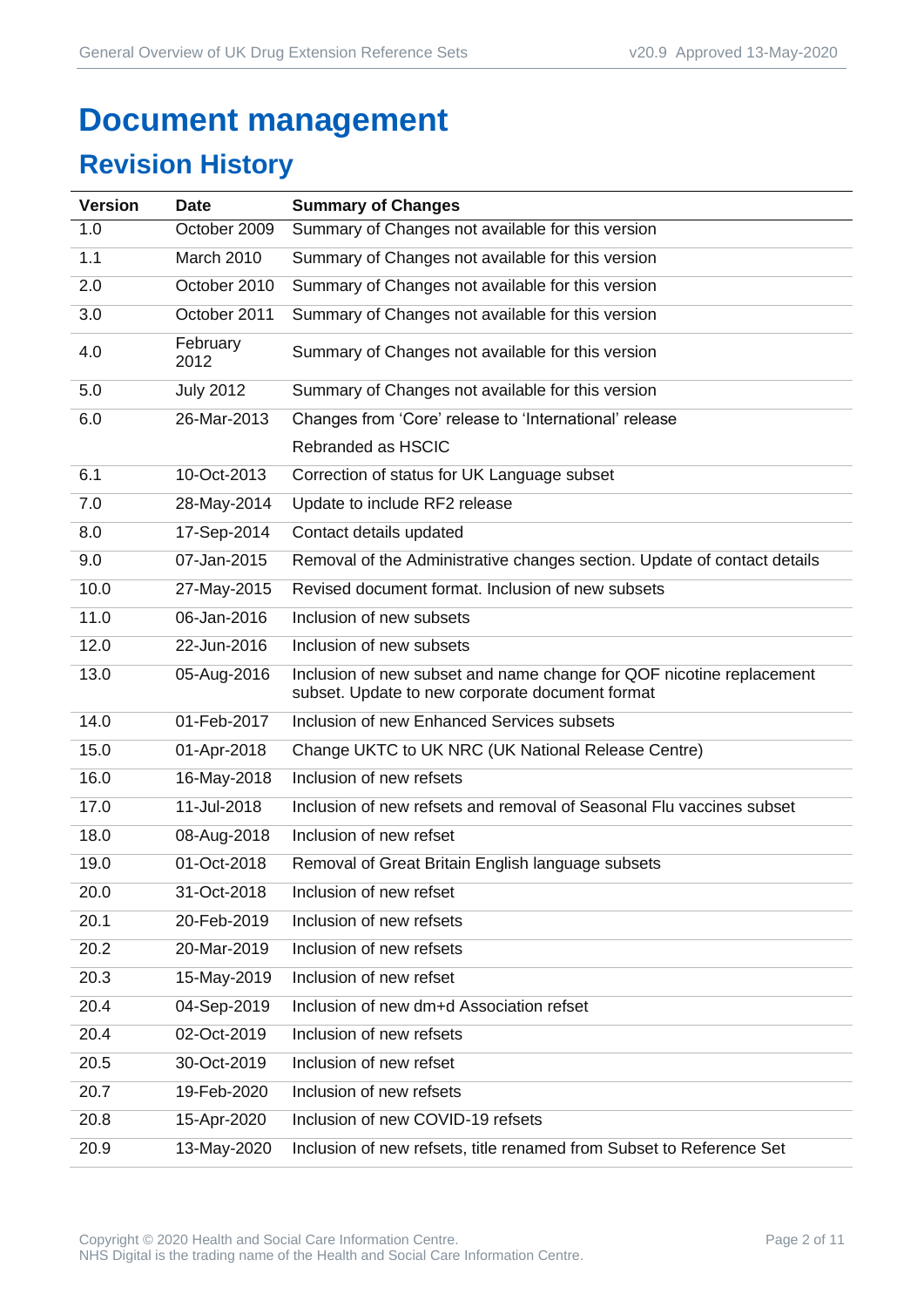# Document management

## Revision History

| Version | Date | Summary of Changes |
|---|---|---|
| 1.0 | October 2009 | Summary of Changes not available for this version |
| 1.1 | March 2010 | Summary of Changes not available for this version |
| 2.0 | October 2010 | Summary of Changes not available for this version |
| 3.0 | October 2011 | Summary of Changes not available for this version |
| 4.0 | February 2012 | Summary of Changes not available for this version |
| 5.0 | July 2012 | Summary of Changes not available for this version |
| 6.0 | 26-Mar-2013 | Changes from 'Core' release to 'International' release<br>Rebranded as HSCIC |
| 6.1 | 10-Oct-2013 | Correction of status for UK Language subset |
| 7.0 | 28-May-2014 | Update to include RF2 release |
| 8.0 | 17-Sep-2014 | Contact details updated |
| 9.0 | 07-Jan-2015 | Removal of the Administrative changes section. Update of contact details |
| 10.0 | 27-May-2015 | Revised document format. Inclusion of new subsets |
| 11.0 | 06-Jan-2016 | Inclusion of new subsets |
| 12.0 | 22-Jun-2016 | Inclusion of new subsets |
| 13.0 | 05-Aug-2016 | Inclusion of new subset and name change for QOF nicotine replacement subset. Update to new corporate document format |
| 14.0 | 01-Feb-2017 | Inclusion of new Enhanced Services subsets |
| 15.0 | 01-Apr-2018 | Change UKTC to UK NRC (UK National Release Centre) |
| 16.0 | 16-May-2018 | Inclusion of new refsets |
| 17.0 | 11-Jul-2018 | Inclusion of new refsets and removal of Seasonal Flu vaccines subset |
| 18.0 | 08-Aug-2018 | Inclusion of new refset |
| 19.0 | 01-Oct-2018 | Removal of Great Britain English language subsets |
| 20.0 | 31-Oct-2018 | Inclusion of new refset |
| 20.1 | 20-Feb-2019 | Inclusion of new refsets |
| 20.2 | 20-Mar-2019 | Inclusion of new refsets |
| 20.3 | 15-May-2019 | Inclusion of new refset |
| 20.4 | 04-Sep-2019 | Inclusion of new dm+d Association refset |
| 20.4 | 02-Oct-2019 | Inclusion of new refsets |
| 20.5 | 30-Oct-2019 | Inclusion of new refset |
| 20.7 | 19-Feb-2020 | Inclusion of new refsets |
| 20.8 | 15-Apr-2020 | Inclusion of new COVID-19 refsets |
| 20.9 | 13-May-2020 | Inclusion of new refsets, title renamed from Subset to Reference Set |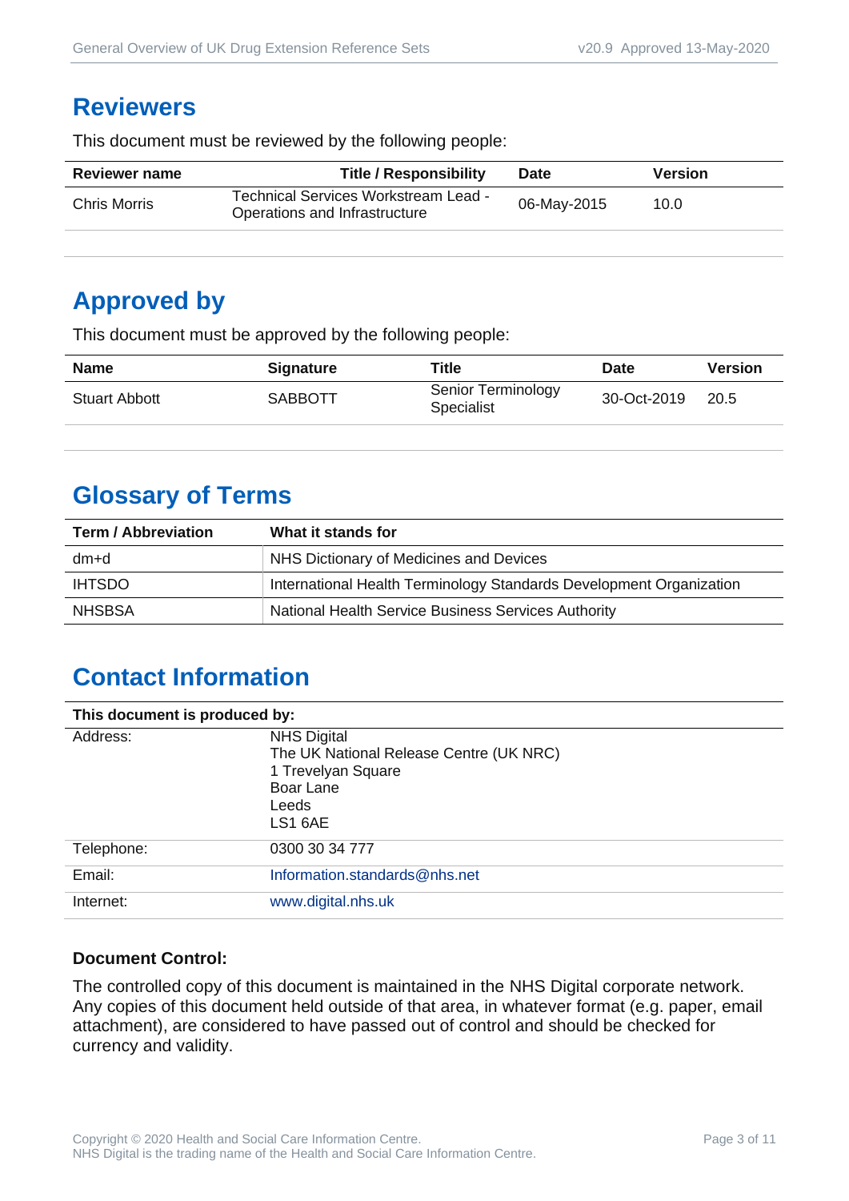## Reviewers

This document must be reviewed by the following people:

| Reviewer name | Title / Responsibility | Date | Version |
|---|---|---|---|
| Chris Morris | Technical Services Workstream Lead - Operations and Infrastructure | 06-May-2015 | 10.0 |

## Approved by

This document must be approved by the following people:

| Name | Signature | Title | Date | Version |
|---|---|---|---|---|
| Stuart Abbott | SABBOTT | Senior Terminology Specialist | 30-Oct-2019 | 20.5 |

## Glossary of Terms

| Term / Abbreviation | What it stands for |
|---|---|
| dm+d | NHS Dictionary of Medicines and Devices |
| IHTSDO | International Health Terminology Standards Development Organization |
| NHSBSA | National Health Service Business Services Authority |

## Contact Information

| This document is produced by: | |
|---|---|
| Address: | NHS Digital<br>The UK National Release Centre (UK NRC)<br>1 Trevelyan Square<br>Boar Lane<br>Leeds<br>LS1 6AE |
| Telephone: | 0300 30 34 777 |
| Email: | Information.standards@nhs.net |
| Internet: | www.digital.nhs.uk |

**Document Control:**

The controlled copy of this document is maintained in the NHS Digital corporate network. Any copies of this document held outside of that area, in whatever format (e.g. paper, email attachment), are considered to have passed out of control and should be checked for currency and validity.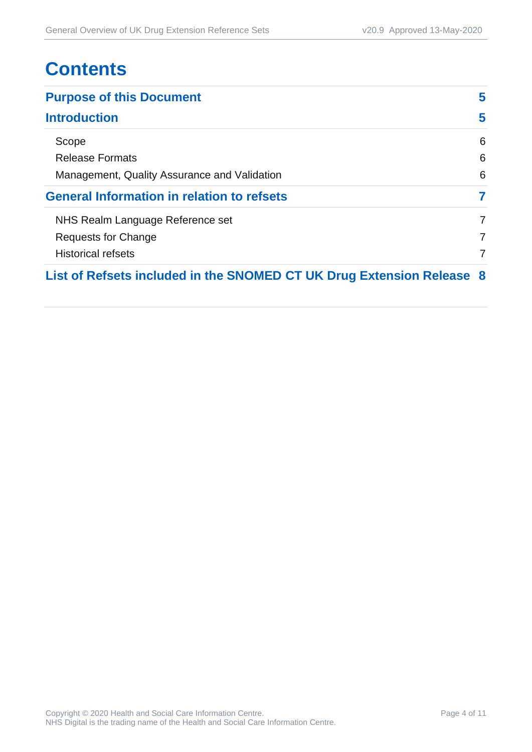# Contents

**Purpose of this Document** 5

**Introduction** 5

- Scope 6
- Release Formats 6
- Management, Quality Assurance and Validation 6

**General Information in relation to refsets** 7

- NHS Realm Language Reference set 7
- Requests for Change 7
- Historical refsets 7

**List of Refsets included in the SNOMED CT UK Drug Extension Release** 8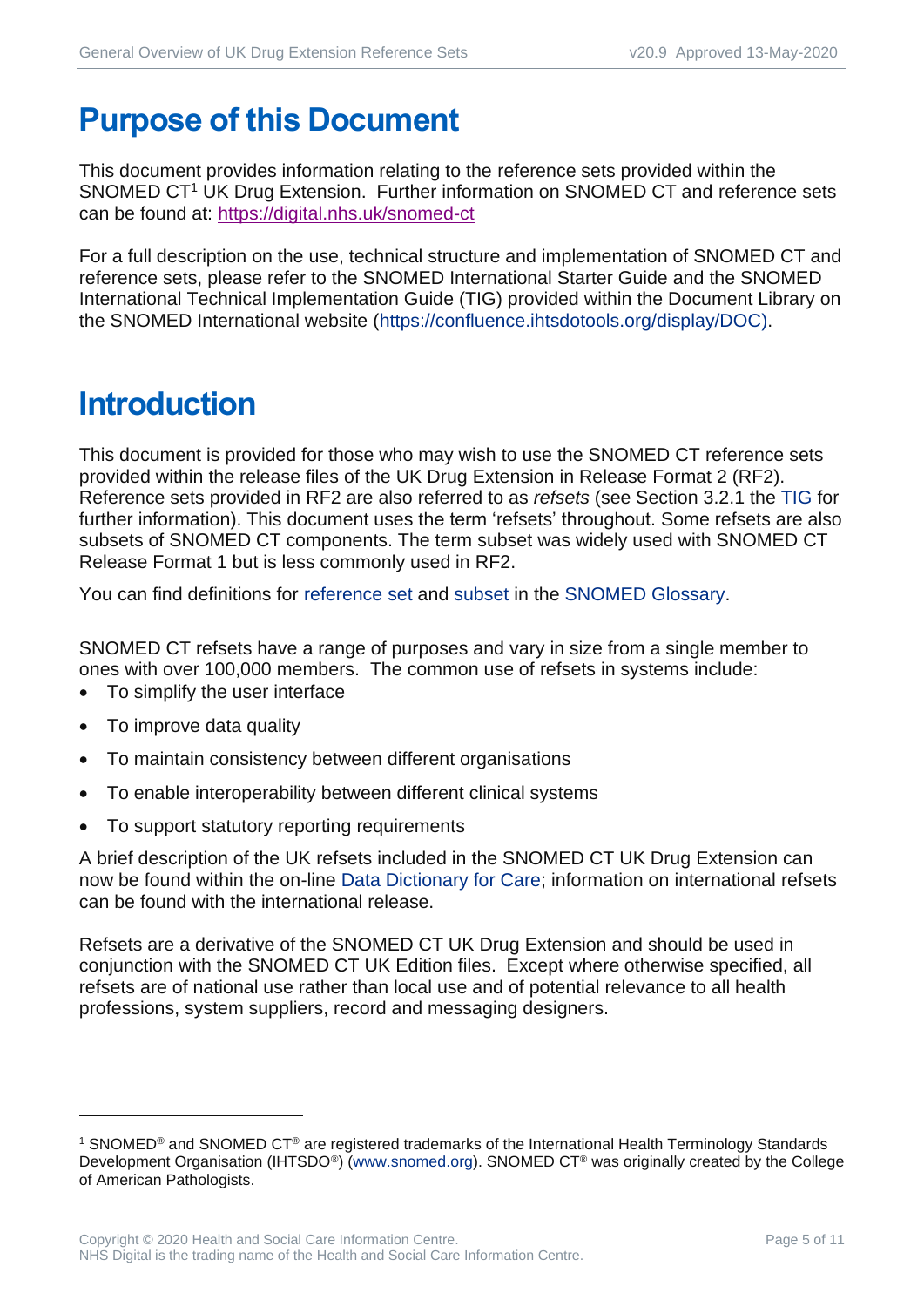# Purpose of this Document

This document provides information relating to the reference sets provided within the SNOMED CT[1] UK Drug Extension. Further information on SNOMED CT and reference sets can be found at: https://digital.nhs.uk/snomed-ct

For a full description on the use, technical structure and implementation of SNOMED CT and reference sets, please refer to the SNOMED International Starter Guide and the SNOMED International Technical Implementation Guide (TIG) provided within the Document Library on the SNOMED International website (https://confluence.ihtsdotools.org/display/DOC).

# Introduction

This document is provided for those who may wish to use the SNOMED CT reference sets provided within the release files of the UK Drug Extension in Release Format 2 (RF2). Reference sets provided in RF2 are also referred to as *refsets* (see Section 3.2.1 the TIG for further information). This document uses the term 'refsets' throughout. Some refsets are also subsets of SNOMED CT components. The term subset was widely used with SNOMED CT Release Format 1 but is less commonly used in RF2.

You can find definitions for reference set and subset in the SNOMED Glossary.

SNOMED CT refsets have a range of purposes and vary in size from a single member to ones with over 100,000 members. The common use of refsets in systems include:

- To simplify the user interface
- To improve data quality
- To maintain consistency between different organisations
- To enable interoperability between different clinical systems
- To support statutory reporting requirements

A brief description of the UK refsets included in the SNOMED CT UK Drug Extension can now be found within the on-line Data Dictionary for Care; information on international refsets can be found with the international release.

Refsets are a derivative of the SNOMED CT UK Drug Extension and should be used in conjunction with the SNOMED CT UK Edition files. Except where otherwise specified, all refsets are of national use rather than local use and of potential relevance to all health professions, system suppliers, record and messaging designers.

---

[1] SNOMED® and SNOMED CT® are registered trademarks of the International Health Terminology Standards Development Organisation (IHTSDO®) (www.snomed.org). SNOMED CT® was originally created by the College of American Pathologists.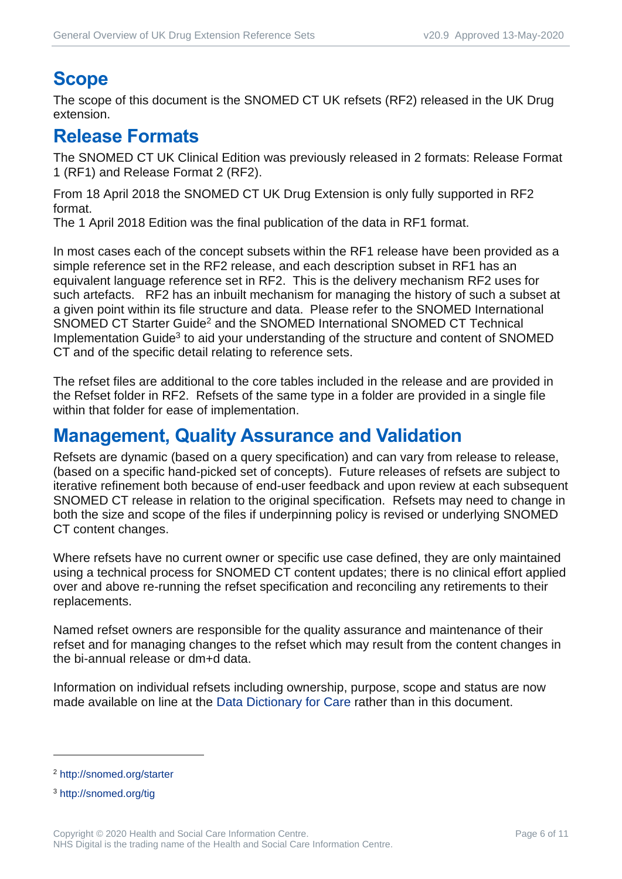# Scope

The scope of this document is the SNOMED CT UK refsets (RF2) released in the UK Drug extension.

# Release Formats

The SNOMED CT UK Clinical Edition was previously released in 2 formats: Release Format 1 (RF1) and Release Format 2 (RF2).

From 18 April 2018 the SNOMED CT UK Drug Extension is only fully supported in RF2 format.
The 1 April 2018 Edition was the final publication of the data in RF1 format.

In most cases each of the concept subsets within the RF1 release have been provided as a simple reference set in the RF2 release, and each description subset in RF1 has an equivalent language reference set in RF2. This is the delivery mechanism RF2 uses for such artefacts. RF2 has an inbuilt mechanism for managing the history of such a subset at a given point within its file structure and data. Please refer to the SNOMED International SNOMED CT Starter Guide[2] and the SNOMED International SNOMED CT Technical Implementation Guide[3] to aid your understanding of the structure and content of SNOMED CT and of the specific detail relating to reference sets.

The refset files are additional to the core tables included in the release and are provided in the Refset folder in RF2. Refsets of the same type in a folder are provided in a single file within that folder for ease of implementation.

# Management, Quality Assurance and Validation

Refsets are dynamic (based on a query specification) and can vary from release to release, (based on a specific hand-picked set of concepts). Future releases of refsets are subject to iterative refinement both because of end-user feedback and upon review at each subsequent SNOMED CT release in relation to the original specification. Refsets may need to change in both the size and scope of the files if underpinning policy is revised or underlying SNOMED CT content changes.

Where refsets have no current owner or specific use case defined, they are only maintained using a technical process for SNOMED CT content updates; there is no clinical effort applied over and above re-running the refset specification and reconciling any retirements to their replacements.

Named refset owners are responsible for the quality assurance and maintenance of their refset and for managing changes to the refset which may result from the content changes in the bi-annual release or dm+d data.

Information on individual refsets including ownership, purpose, scope and status are now made available on line at the Data Dictionary for Care rather than in this document.

---

[2] http://snomed.org/starter

[3] http://snomed.org/tig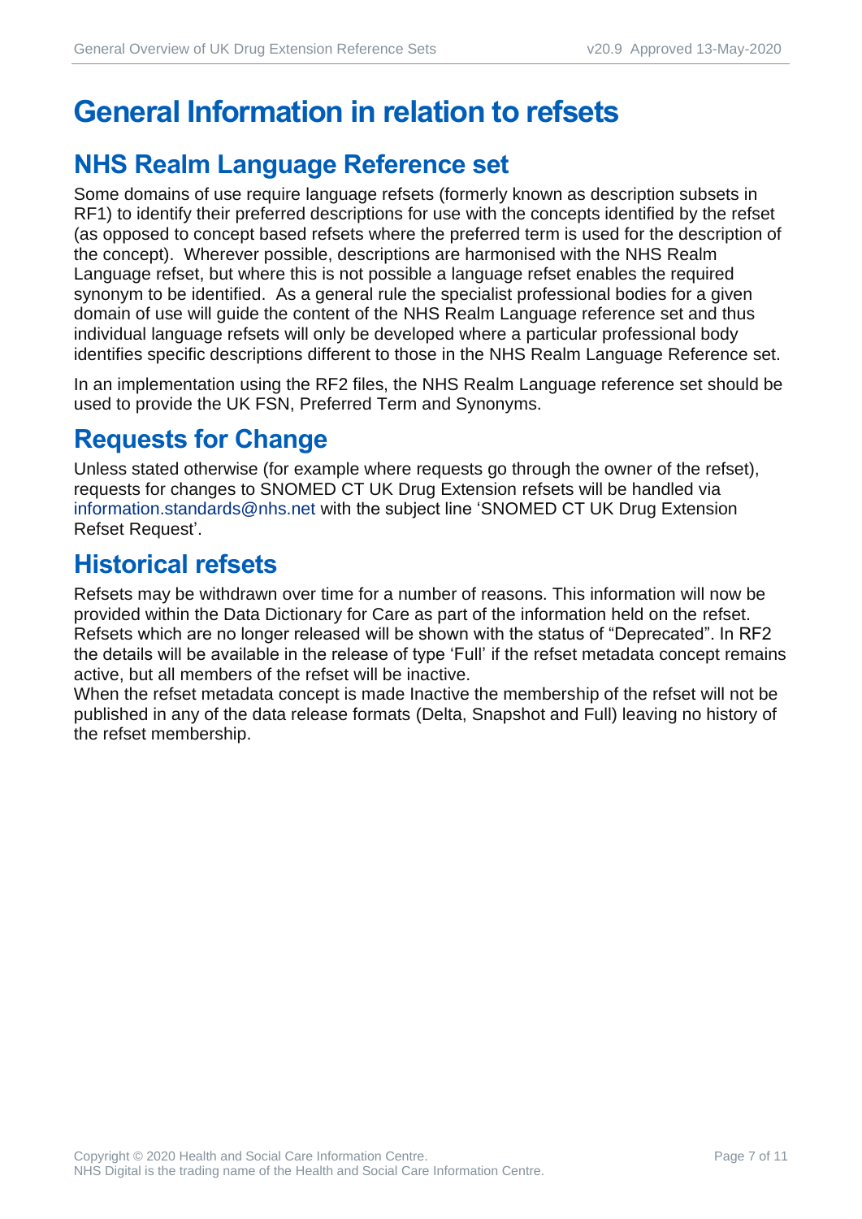# General Information in relation to refsets

## NHS Realm Language Reference set

Some domains of use require language refsets (formerly known as description subsets in RF1) to identify their preferred descriptions for use with the concepts identified by the refset (as opposed to concept based refsets where the preferred term is used for the description of the concept). Wherever possible, descriptions are harmonised with the NHS Realm Language refset, but where this is not possible a language refset enables the required synonym to be identified. As a general rule the specialist professional bodies for a given domain of use will guide the content of the NHS Realm Language reference set and thus individual language refsets will only be developed where a particular professional body identifies specific descriptions different to those in the NHS Realm Language Reference set.

In an implementation using the RF2 files, the NHS Realm Language reference set should be used to provide the UK FSN, Preferred Term and Synonyms.

## Requests for Change

Unless stated otherwise (for example where requests go through the owner of the refset), requests for changes to SNOMED CT UK Drug Extension refsets will be handled via information.standards@nhs.net with the subject line 'SNOMED CT UK Drug Extension Refset Request'.

## Historical refsets

Refsets may be withdrawn over time for a number of reasons. This information will now be provided within the Data Dictionary for Care as part of the information held on the refset. Refsets which are no longer released will be shown with the status of "Deprecated". In RF2 the details will be available in the release of type 'Full' if the refset metadata concept remains active, but all members of the refset will be inactive.
When the refset metadata concept is made Inactive the membership of the refset will not be published in any of the data release formats (Delta, Snapshot and Full) leaving no history of the refset membership.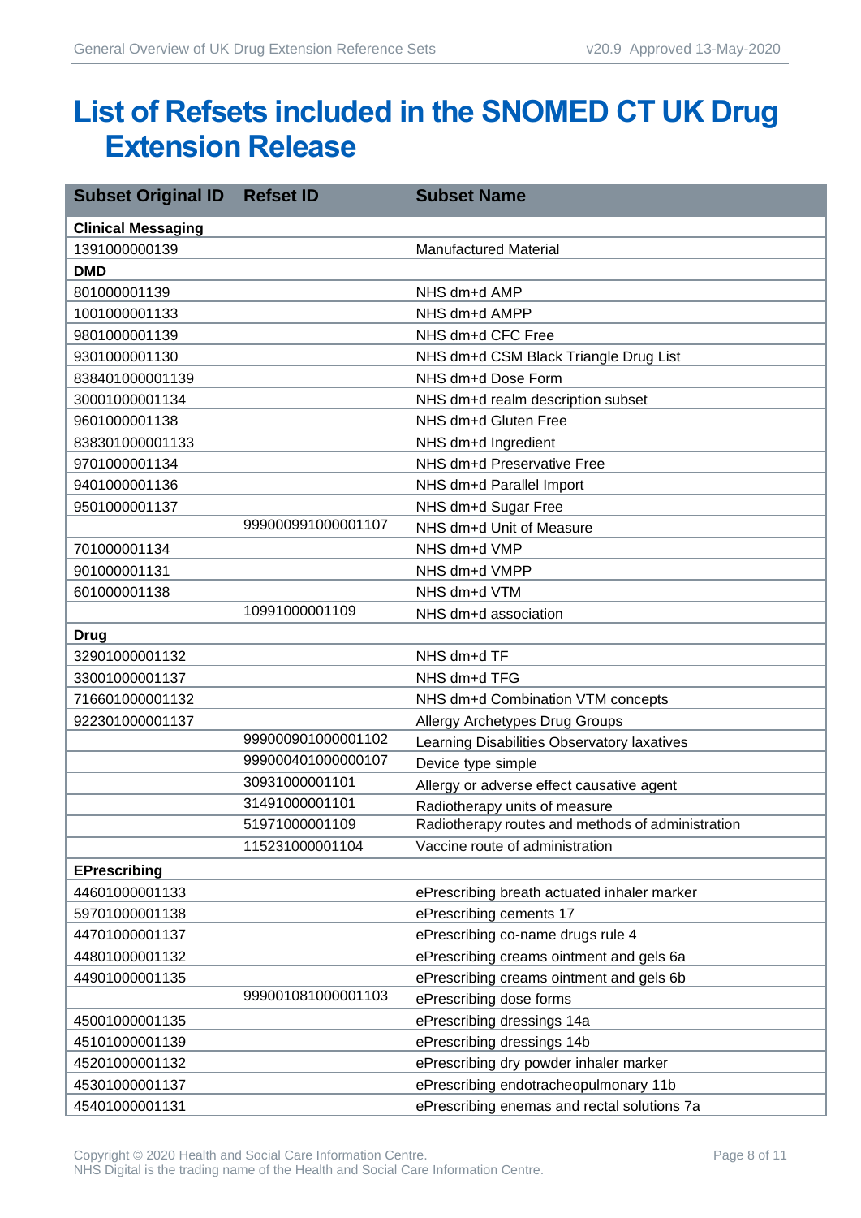# List of Refsets included in the SNOMED CT UK Drug Extension Release

| Subset Original ID | Refset ID | Subset Name |
|---|---|---|
| **Clinical Messaging** | | |
| 1391000000139 | | Manufactured Material |
| **DMD** | | |
| 801000001139 | | NHS dm+d AMP |
| 1001000001133 | | NHS dm+d AMPP |
| 9801000001139 | | NHS dm+d CFC Free |
| 9301000001130 | | NHS dm+d CSM Black Triangle Drug List |
| 838401000001139 | | NHS dm+d Dose Form |
| 30001000001134 | | NHS dm+d realm description subset |
| 9601000001138 | | NHS dm+d Gluten Free |
| 838301000001133 | | NHS dm+d Ingredient |
| 9701000001134 | | NHS dm+d Preservative Free |
| 9401000001136 | | NHS dm+d Parallel Import |
| 9501000001137 | | NHS dm+d Sugar Free |
| | 999000991000001107 | NHS dm+d Unit of Measure |
| 701000001134 | | NHS dm+d VMP |
| 901000001131 | | NHS dm+d VMPP |
| 601000001138 | | NHS dm+d VTM |
| | 10991000001109 | NHS dm+d association |
| **Drug** | | |
| 32901000001132 | | NHS dm+d TF |
| 33001000001137 | | NHS dm+d TFG |
| 716601000001132 | | NHS dm+d Combination VTM concepts |
| 922301000001137 | | Allergy Archetypes Drug Groups |
| | 999000901000001102 | Learning Disabilities Observatory laxatives |
| | 999000401000000107 | Device type simple |
| | 30931000001101 | Allergy or adverse effect causative agent |
| | 31491000001101 | Radiotherapy units of measure |
| | 51971000001109 | Radiotherapy routes and methods of administration |
| | 115231000001104 | Vaccine route of administration |
| **EPrescribing** | | |
| 44601000001133 | | ePrescribing breath actuated inhaler marker |
| 59701000001138 | | ePrescribing cements 17 |
| 44701000001137 | | ePrescribing co-name drugs rule 4 |
| 44801000001132 | | ePrescribing creams ointment and gels 6a |
| 44901000001135 | | ePrescribing creams ointment and gels 6b |
| | 999001081000001103 | ePrescribing dose forms |
| 45001000001135 | | ePrescribing dressings 14a |
| 45101000001139 | | ePrescribing dressings 14b |
| 45201000001132 | | ePrescribing dry powder inhaler marker |
| 45301000001137 | | ePrescribing endotracheopulmonary 11b |
| 45401000001131 | | ePrescribing enemas and rectal solutions 7a |

Copyright © 2020 Health and Social Care Information Centre.
NHS Digital is the trading name of the Health and Social Care Information Centre.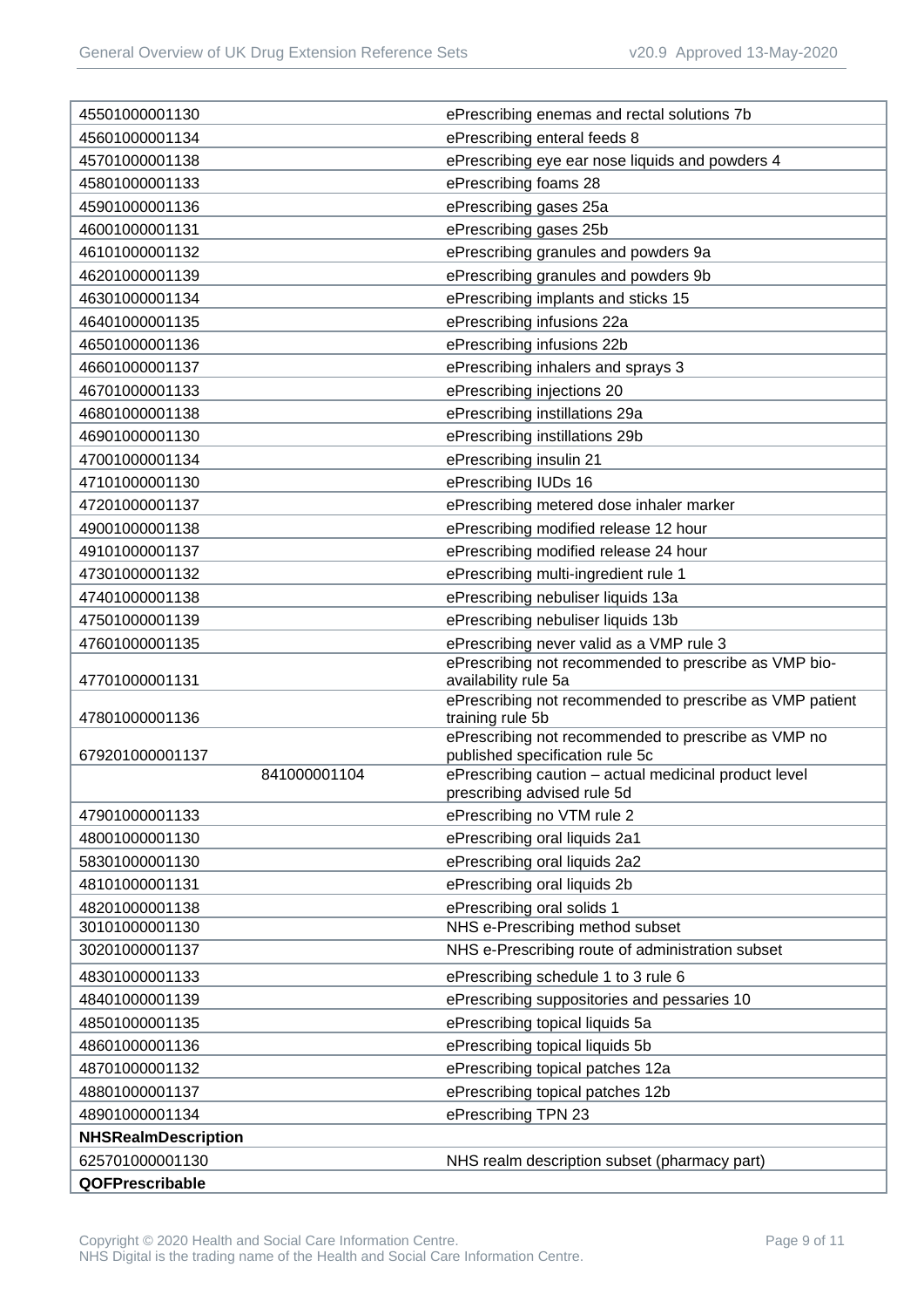| | |
|---|---|
| 45501000001130 | ePrescribing enemas and rectal solutions 7b |
| 45601000001134 | ePrescribing enteral feeds 8 |
| 45701000001138 | ePrescribing eye ear nose liquids and powders 4 |
| 45801000001133 | ePrescribing foams 28 |
| 45901000001136 | ePrescribing gases 25a |
| 46001000001131 | ePrescribing gases 25b |
| 46101000001132 | ePrescribing granules and powders 9a |
| 46201000001139 | ePrescribing granules and powders 9b |
| 46301000001134 | ePrescribing implants and sticks 15 |
| 46401000001135 | ePrescribing infusions 22a |
| 46501000001136 | ePrescribing infusions 22b |
| 46601000001137 | ePrescribing inhalers and sprays 3 |
| 46701000001133 | ePrescribing injections 20 |
| 46801000001138 | ePrescribing instillations 29a |
| 46901000001130 | ePrescribing instillations 29b |
| 47001000001134 | ePrescribing insulin 21 |
| 47101000001130 | ePrescribing IUDs 16 |
| 47201000001137 | ePrescribing metered dose inhaler marker |
| 49001000001138 | ePrescribing modified release 12 hour |
| 49101000001137 | ePrescribing modified release 24 hour |
| 47301000001132 | ePrescribing multi-ingredient rule 1 |
| 47401000001138 | ePrescribing nebuliser liquids 13a |
| 47501000001139 | ePrescribing nebuliser liquids 13b |
| 47601000001135 | ePrescribing never valid as a VMP rule 3 |
| 47701000001131 | ePrescribing not recommended to prescribe as VMP bio-availability rule 5a |
| 47801000001136 | ePrescribing not recommended to prescribe as VMP patient training rule 5b |
| 679201000001137 | ePrescribing not recommended to prescribe as VMP no published specification rule 5c |
| 841000001104 | ePrescribing caution – actual medicinal product level prescribing advised rule 5d |
| 47901000001133 | ePrescribing no VTM rule 2 |
| 48001000001130 | ePrescribing oral liquids 2a1 |
| 58301000001130 | ePrescribing oral liquids 2a2 |
| 48101000001131 | ePrescribing oral liquids 2b |
| 48201000001138 | ePrescribing oral solids 1 |
| 30101000001130 | NHS e-Prescribing method subset |
| 30201000001137 | NHS e-Prescribing route of administration subset |
| 48301000001133 | ePrescribing schedule 1 to 3 rule 6 |
| 48401000001139 | ePrescribing suppositories and pessaries 10 |
| 48501000001135 | ePrescribing topical liquids 5a |
| 48601000001136 | ePrescribing topical liquids 5b |
| 48701000001132 | ePrescribing topical patches 12a |
| 48801000001137 | ePrescribing topical patches 12b |
| 48901000001134 | ePrescribing TPN 23 |
| **NHSRealmDescription** | |
| 625701000001130 | NHS realm description subset (pharmacy part) |
| **QOFPrescribable** | |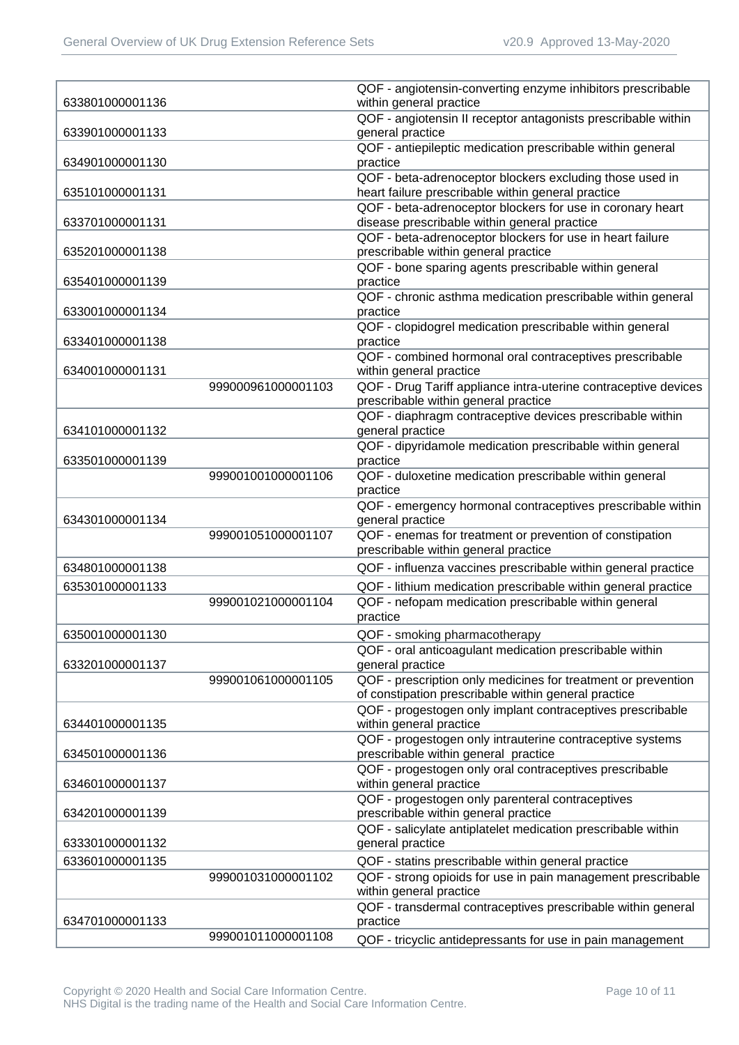| | | |
|---|---|---|
| 633801000001136 | | QOF - angiotensin-converting enzyme inhibitors prescribable within general practice |
| 633901000001133 | | QOF - angiotensin II receptor antagonists prescribable within general practice |
| 634901000001130 | | QOF - antiepileptic medication prescribable within general practice |
| 635101000001131 | | QOF - beta-adrenoceptor blockers excluding those used in heart failure prescribable within general practice |
| 633701000001131 | | QOF - beta-adrenoceptor blockers for use in coronary heart disease prescribable within general practice |
| 635201000001138 | | QOF - beta-adrenoceptor blockers for use in heart failure prescribable within general practice |
| 635401000001139 | | QOF - bone sparing agents prescribable within general practice |
| 633001000001134 | | QOF - chronic asthma medication prescribable within general practice |
| 633401000001138 | | QOF - clopidogrel medication prescribable within general practice |
| 634001000001131 | | QOF - combined hormonal oral contraceptives prescribable within general practice |
| | 999000961000001103 | QOF - Drug Tariff appliance intra-uterine contraceptive devices prescribable within general practice |
| 634101000001132 | | QOF - diaphragm contraceptive devices prescribable within general practice |
| 633501000001139 | | QOF - dipyridamole medication prescribable within general practice |
| | 999001001000001106 | QOF - duloxetine medication prescribable within general practice |
| 634301000001134 | | QOF - emergency hormonal contraceptives prescribable within general practice |
| | 999001051000001107 | QOF - enemas for treatment or prevention of constipation prescribable within general practice |
| 634801000001138 | | QOF - influenza vaccines prescribable within general practice |
| 635301000001133 | | QOF - lithium medication prescribable within general practice |
| | 999001021000001104 | QOF - nefopam medication prescribable within general practice |
| 635001000001130 | | QOF - smoking pharmacotherapy |
| 633201000001137 | | QOF - oral anticoagulant medication prescribable within general practice |
| | 999001061000001105 | QOF - prescription only medicines for treatment or prevention of constipation prescribable within general practice |
| 634401000001135 | | QOF - progestogen only implant contraceptives prescribable within general practice |
| 634501000001136 | | QOF - progestogen only intrauterine contraceptive systems prescribable within general practice |
| 634601000001137 | | QOF - progestogen only oral contraceptives prescribable within general practice |
| 634201000001139 | | QOF - progestogen only parenteral contraceptives prescribable within general practice |
| 633301000001132 | | QOF - salicylate antiplatelet medication prescribable within general practice |
| 633601000001135 | | QOF - statins prescribable within general practice |
| | 999001031000001102 | QOF - strong opioids for use in pain management prescribable within general practice |
| 634701000001133 | | QOF - transdermal contraceptives prescribable within general practice |
| | 999001011000001108 | QOF - tricyclic antidepressants for use in pain management |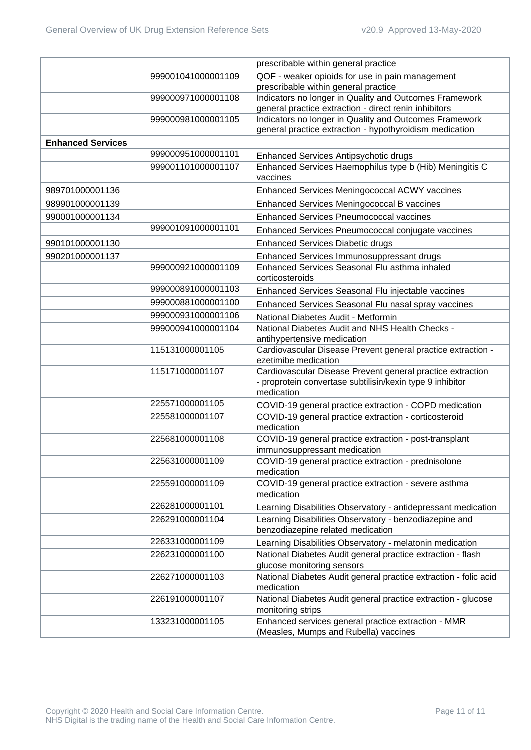| | | |
|---|---|---|
| | | prescribable within general practice |
| | 999001041000001109 | QOF - weaker opioids for use in pain management prescribable within general practice |
| | 999000971000001108 | Indicators no longer in Quality and Outcomes Framework general practice extraction - direct renin inhibitors |
| | 999000981000001105 | Indicators no longer in Quality and Outcomes Framework general practice extraction - hypothyroidism medication |
| **Enhanced Services** | | |
| | 999000951000001101 | Enhanced Services Antipsychotic drugs |
| | 999001101000001107 | Enhanced Services Haemophilus type b (Hib) Meningitis C vaccines |
| 989701000001136 | | Enhanced Services Meningococcal ACWY vaccines |
| 989901000001139 | | Enhanced Services Meningococcal B vaccines |
| 990001000001134 | | Enhanced Services Pneumococcal vaccines |
| | 999001091000001101 | Enhanced Services Pneumococcal conjugate vaccines |
| 990101000001130 | | Enhanced Services Diabetic drugs |
| 990201000001137 | | Enhanced Services Immunosuppressant drugs |
| | 999000921000001109 | Enhanced Services Seasonal Flu asthma inhaled corticosteroids |
| | 999000891000001103 | Enhanced Services Seasonal Flu injectable vaccines |
| | 999000881000001100 | Enhanced Services Seasonal Flu nasal spray vaccines |
| | 999000931000001106 | National Diabetes Audit - Metformin |
| | 999000941000001104 | National Diabetes Audit and NHS Health Checks - antihypertensive medication |
| | 115131000001105 | Cardiovascular Disease Prevent general practice extraction - ezetimibe medication |
| | 115171000001107 | Cardiovascular Disease Prevent general practice extraction - proprotein convertase subtilisin/kexin type 9 inhibitor medication |
| | 225571000001105 | COVID-19 general practice extraction - COPD medication |
| | 225581000001107 | COVID-19 general practice extraction - corticosteroid medication |
| | 225681000001108 | COVID-19 general practice extraction - post-transplant immunosuppressant medication |
| | 225631000001109 | COVID-19 general practice extraction - prednisolone medication |
| | 225591000001109 | COVID-19 general practice extraction - severe asthma medication |
| | 226281000001101 | Learning Disabilities Observatory - antidepressant medication |
| | 226291000001104 | Learning Disabilities Observatory - benzodiazepine and benzodiazepine related medication |
| | 226331000001109 | Learning Disabilities Observatory - melatonin medication |
| | 226231000001100 | National Diabetes Audit general practice extraction - flash glucose monitoring sensors |
| | 226271000001103 | National Diabetes Audit general practice extraction - folic acid medication |
| | 226191000001107 | National Diabetes Audit general practice extraction - glucose monitoring strips |
| | 133231000001105 | Enhanced services general practice extraction - MMR (Measles, Mumps and Rubella) vaccines |